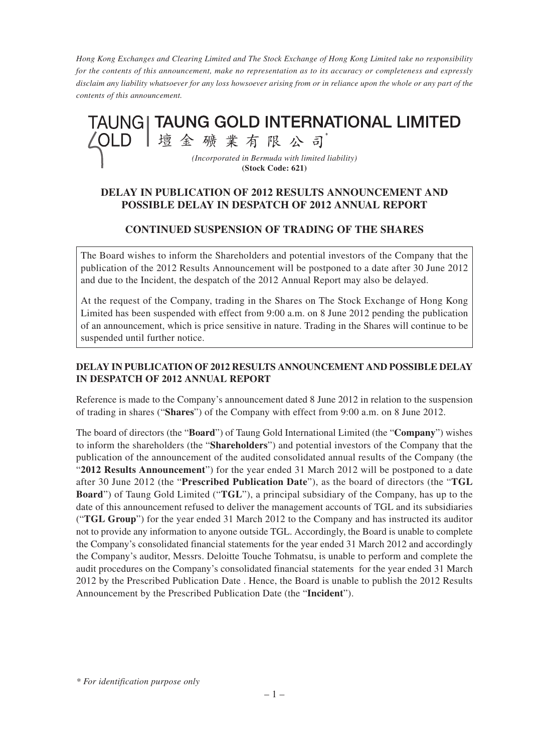*Hong Kong Exchanges and Clearing Limited and The Stock Exchange of Hong Kong Limited take no responsibility for the contents of this announcement, make no representation as to its accuracy or completeness and expressly disclaim any liability whatsoever for any loss howsoever arising from or in reliance upon the whole or any part of the contents of this announcement.*

# TAUNG GOLD INTERNATIONAL LIMITED

# 壇金礦業有限公司*

*(Incorporated in Bermuda with limited liability)*

**(Stock Code: 621)**

## DELAY IN PUBLICATION OF 2012 RESULTS ANNOUNCEMENT AND POSSIBLE DELAY IN DESPATCH OF 2012 ANNUAL REPORT

## CONTINUED SUSPENSION OF TRADING OF THE SHARES

The Board wishes to inform the Shareholders and potential investors of the Company that the publication of the 2012 Results Announcement will be postponed to a date after 30 June 2012 and due to the Incident, the despatch of the 2012 Annual Report may also be delayed.

At the request of the Company, trading in the Shares on The Stock Exchange of Hong Kong Limited has been suspended with effect from 9:00 a.m. on 8 June 2012 pending the publication of an announcement, which is price sensitive in nature. Trading in the Shares will continue to be suspended until further notice.

### DELAY IN PUBLICATION OF 2012 RESULTS ANNOUNCEMENT AND POSSIBLE DELAY IN DESPATCH OF 2012 ANNUAL REPORT

Reference is made to the Company's announcement dated 8 June 2012 in relation to the suspension of trading in shares ("**Shares**") of the Company with effect from 9:00 a.m. on 8 June 2012.

The board of directors (the "**Board**") of Taung Gold International Limited (the "**Company**") wishes to inform the shareholders (the "**Shareholders**") and potential investors of the Company that the publication of the announcement of the audited consolidated annual results of the Company (the "**2012 Results Announcement**") for the year ended 31 March 2012 will be postponed to a date after 30 June 2012 (the "**Prescribed Publication Date**"), as the board of directors (the "**TGL Board**") of Taung Gold Limited ("**TGL**"), a principal subsidiary of the Company, has up to the date of this announcement refused to deliver the management accounts of TGL and its subsidiaries ("**TGL Group**") for the year ended 31 March 2012 to the Company and has instructed its auditor not to provide any information to anyone outside TGL. Accordingly, the Board is unable to complete the Company's consolidated financial statements for the year ended 31 March 2012 and accordingly the Company's auditor, Messrs. Deloitte Touche Tohmatsu, is unable to perform and complete the audit procedures on the Company's consolidated financial statements for the year ended 31 March 2012 by the Prescribed Publication Date . Hence, the Board is unable to publish the 2012 Results Announcement by the Prescribed Publication Date (the "**Incident**").

*\* For identification purpose only*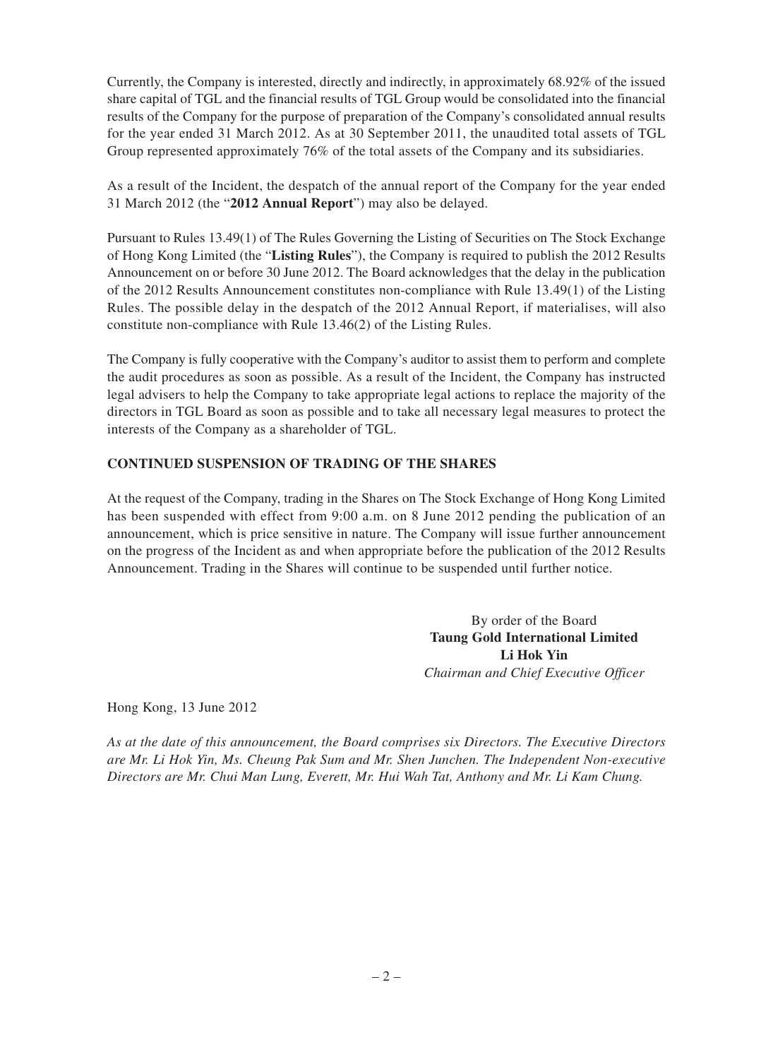Currently, the Company is interested, directly and indirectly, in approximately 68.92% of the issued share capital of TGL and the financial results of TGL Group would be consolidated into the financial results of the Company for the purpose of preparation of the Company's consolidated annual results for the year ended 31 March 2012. As at 30 September 2011, the unaudited total assets of TGL Group represented approximately 76% of the total assets of the Company and its subsidiaries.

As a result of the Incident, the despatch of the annual report of the Company for the year ended 31 March 2012 (the "**2012 Annual Report**") may also be delayed.

Pursuant to Rules 13.49(1) of The Rules Governing the Listing of Securities on The Stock Exchange of Hong Kong Limited (the "**Listing Rules**"), the Company is required to publish the 2012 Results Announcement on or before 30 June 2012. The Board acknowledges that the delay in the publication of the 2012 Results Announcement constitutes non-compliance with Rule 13.49(1) of the Listing Rules. The possible delay in the despatch of the 2012 Annual Report, if materialises, will also constitute non-compliance with Rule 13.46(2) of the Listing Rules.

The Company is fully cooperative with the Company's auditor to assist them to perform and complete the audit procedures as soon as possible. As a result of the Incident, the Company has instructed legal advisers to help the Company to take appropriate legal actions to replace the majority of the directors in TGL Board as soon as possible and to take all necessary legal measures to protect the interests of the Company as a shareholder of TGL.

## CONTINUED SUSPENSION OF TRADING OF THE SHARES

At the request of the Company, trading in the Shares on The Stock Exchange of Hong Kong Limited has been suspended with effect from 9:00 a.m. on 8 June 2012 pending the publication of an announcement, which is price sensitive in nature. The Company will issue further announcement on the progress of the Incident as and when appropriate before the publication of the 2012 Results Announcement. Trading in the Shares will continue to be suspended until further notice.

By order of the Board
**Taung Gold International Limited**
**Li Hok Yin**
*Chairman and Chief Executive Officer*

Hong Kong, 13 June 2012

*As at the date of this announcement, the Board comprises six Directors. The Executive Directors are Mr. Li Hok Yin, Ms. Cheung Pak Sum and Mr. Shen Junchen. The Independent Non-executive Directors are Mr. Chui Man Lung, Everett, Mr. Hui Wah Tat, Anthony and Mr. Li Kam Chung.*